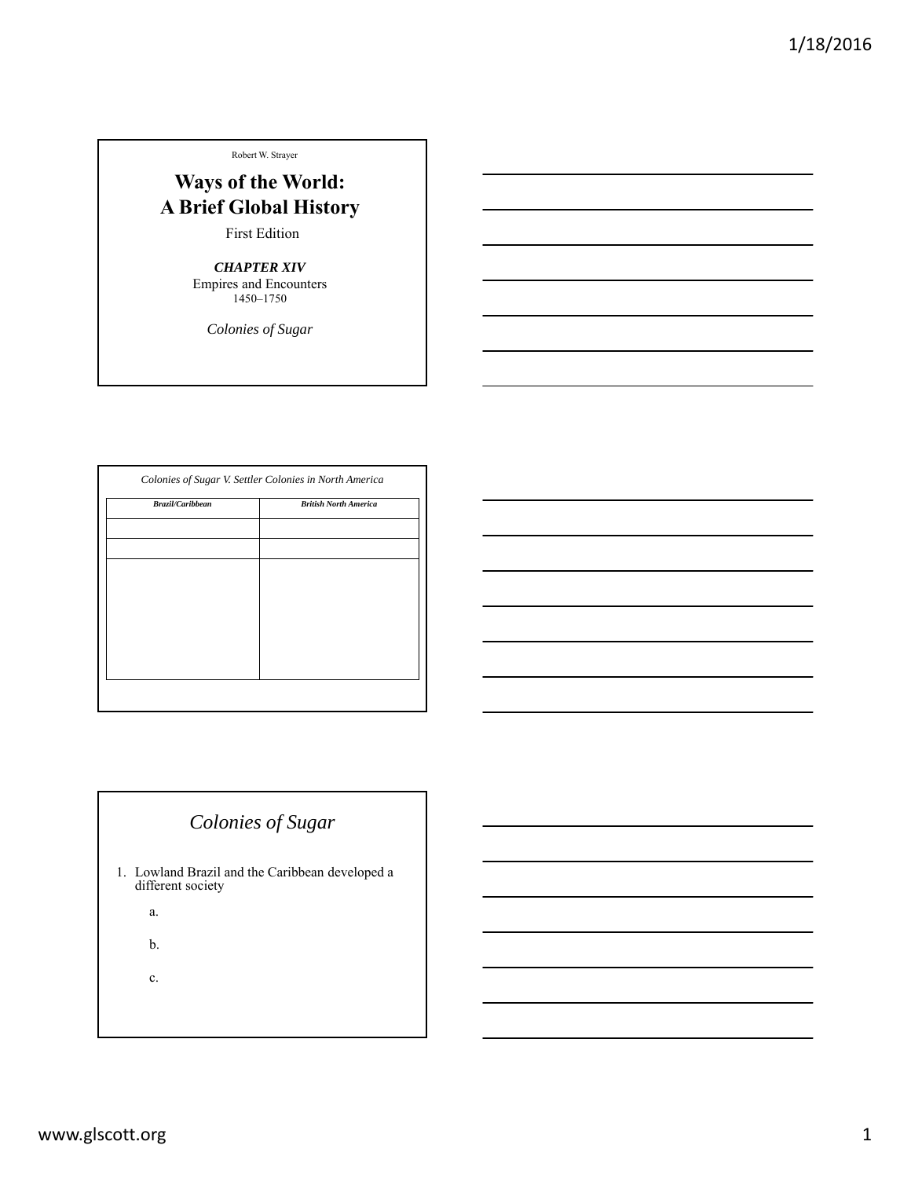Robert W. Strayer

# Ways of the World: A Brief Global History

First Edition

***CHAPTER XIV***

Empires and Encounters

1450–1750

*Colonies of Sugar*

---

*Colonies of Sugar V. Settler Colonies in North America*

| ***Brazil/Caribbean*** | ***British North America*** |
|---|---|
| | |
| | |
| | |

---

## *Colonies of Sugar*

1. Lowland Brazil and the Caribbean developed a different society

   a.

   b.

   c.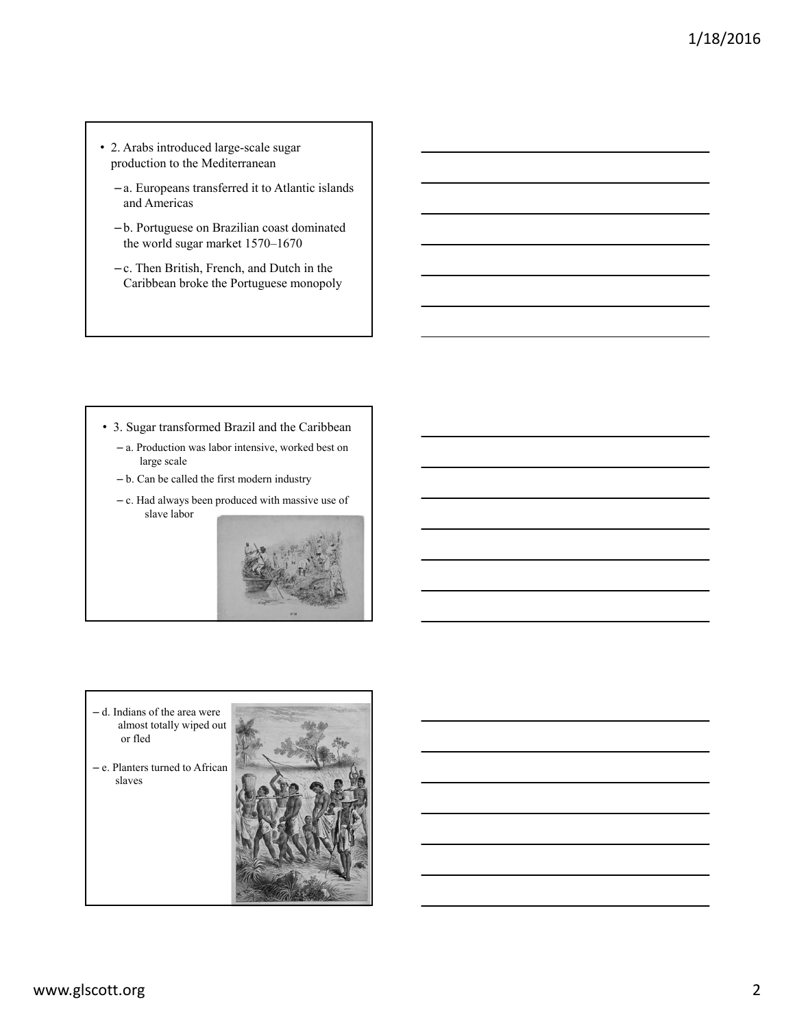- 2. Arabs introduced large-scale sugar production to the Mediterranean
  - a. Europeans transferred it to Atlantic islands and Americas
  - b. Portuguese on Brazilian coast dominated the world sugar market 1570–1670
  - c. Then British, French, and Dutch in the Caribbean broke the Portuguese monopoly

- 3. Sugar transformed Brazil and the Caribbean
  - a. Production was labor intensive, worked best on large scale
  - b. Can be called the first modern industry
  - c. Had always been produced with massive use of slave labor

  - d. Indians of the area were almost totally wiped out or fled
  - e. Planters turned to African slaves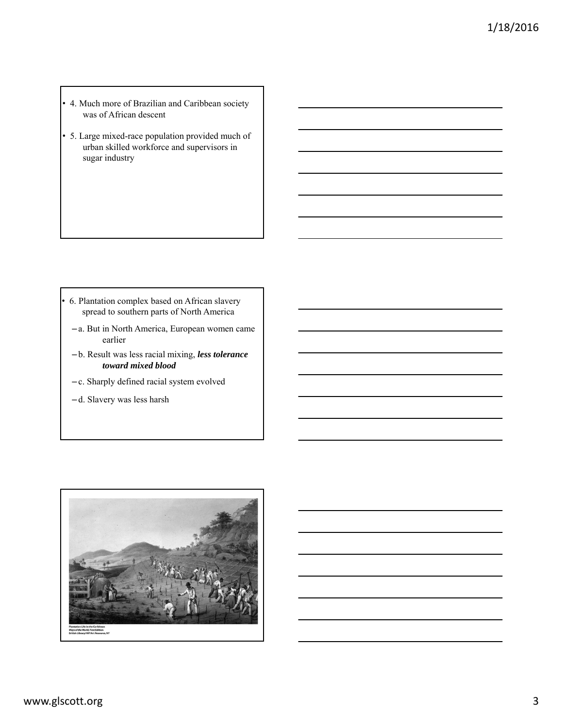- 4. Much more of Brazilian and Caribbean society was of African descent
- 5. Large mixed-race population provided much of urban skilled workforce and supervisors in sugar industry

- 6. Plantation complex based on African slavery spread to southern parts of North America
  - a. But in North America, European women came earlier
  - b. Result was less racial mixing, ***less tolerance toward mixed blood***
  - c. Sharply defined racial system evolved
  - d. Slavery was less harsh

Plantation Life in the Caribbean
Ways of the World, First Edition
British Library/HIP/Art Resource, NY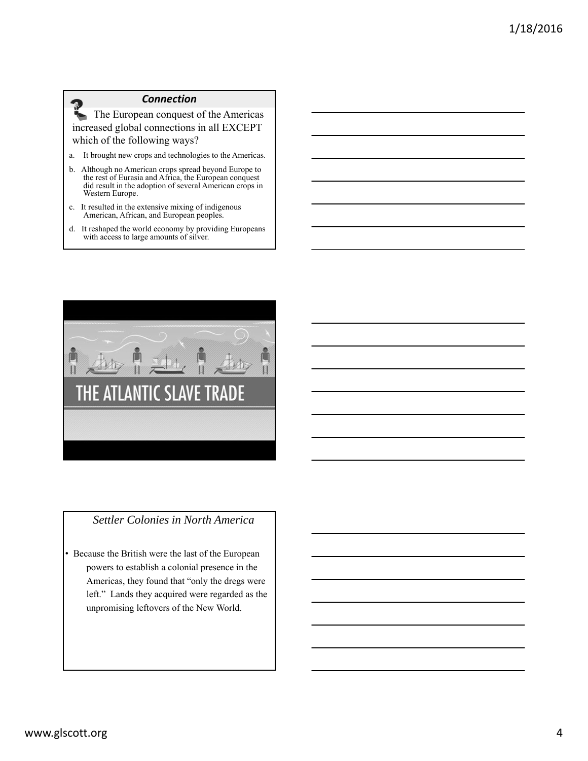### *Connection*

The European conquest of the Americas increased global connections in all EXCEPT which of the following ways?

a. It brought new crops and technologies to the Americas.

b. Although no American crops spread beyond Europe to the rest of Eurasia and Africa, the European conquest did result in the adoption of several American crops in Western Europe.

c. It resulted in the extensive mixing of indigenous American, African, and European peoples.

d. It reshaped the world economy by providing Europeans with access to large amounts of silver.

THE ATLANTIC SLAVE TRADE

### *Settler Colonies in North America*

- Because the British were the last of the European powers to establish a colonial presence in the Americas, they found that "only the dregs were left." Lands they acquired were regarded as the unpromising leftovers of the New World.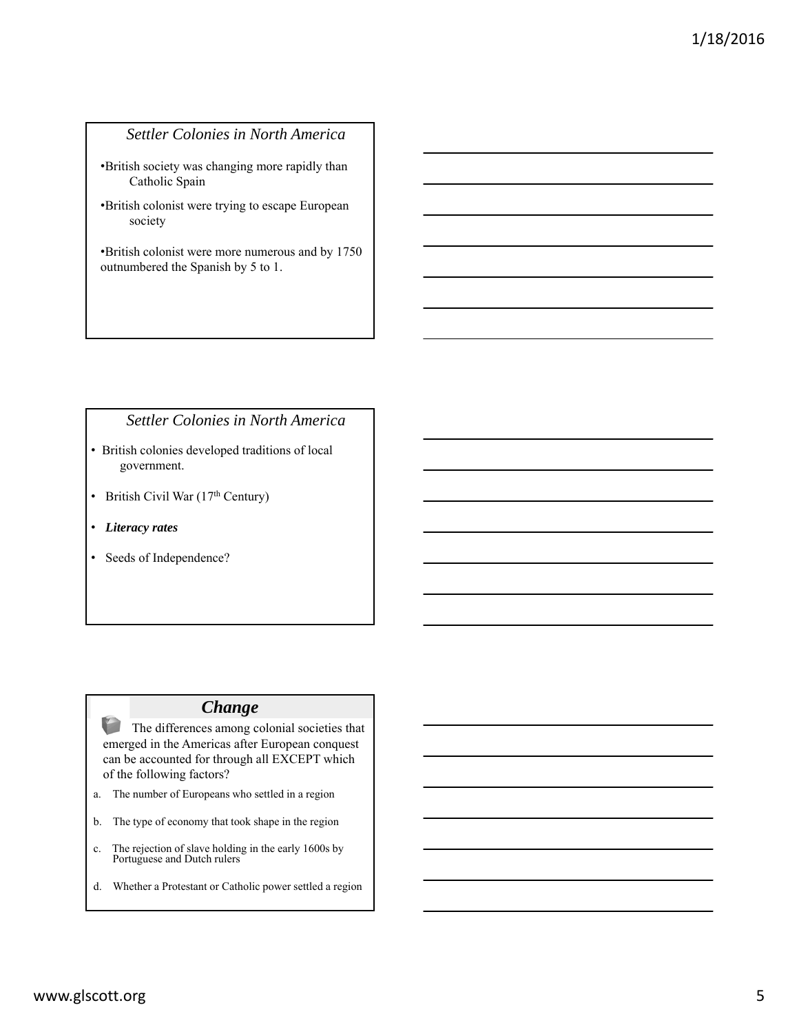## Settler Colonies in North America

- British society was changing more rapidly than Catholic Spain
- British colonist were trying to escape European society
- British colonist were more numerous and by 1750 outnumbered the Spanish by 5 to 1.

## Settler Colonies in North America

- British colonies developed traditions of local government.
- British Civil War (17th Century)
- ***Literacy rates***
- Seeds of Independence?

## *Change*

The differences among colonial societies that emerged in the Americas after European conquest can be accounted for through all EXCEPT which of the following factors?

a. The number of Europeans who settled in a region

b. The type of economy that took shape in the region

c. The rejection of slave holding in the early 1600s by Portuguese and Dutch rulers

d. Whether a Protestant or Catholic power settled a region